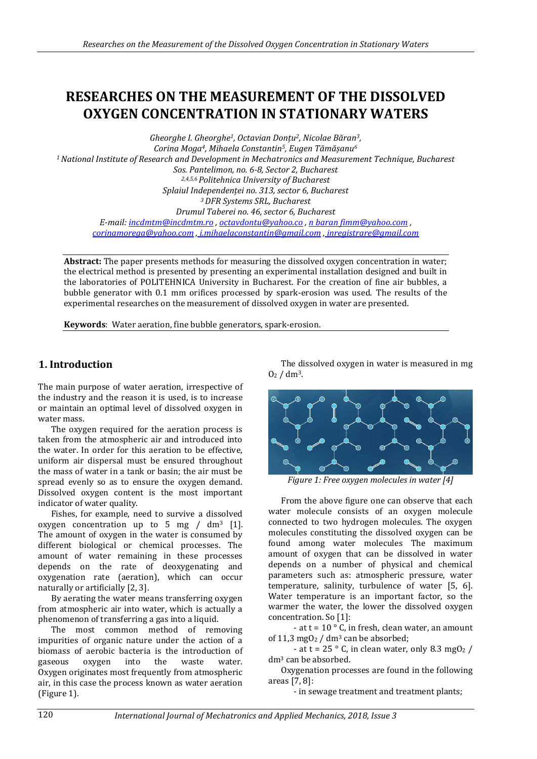# RESEARCHES ON THE MEASUREMENT OF THE DISSOLVED OXYGEN CONCENTRATION IN STATIONARY WATERS

*Gheorghe I. Gheorghe[1], Octavian Donțu[2], Nicolae Băran[3], Corina Moga[4], Mihaela Constantin[5], Eugen Tămășanu[6]*

*[1] National Institute of Research and Development in Mechatronics and Measurement Technique, Bucharest Sos. Pantelimon, no. 6-8, Sector 2, Bucharest*

*[2,4,5,6] Politehnica University of Bucharest Splaiul Independenței no. 313, sector 6, Bucharest*

*[3] DFR Systems SRL, Bucharest Drumul Taberei no. 46, sector 6, Bucharest*

*E-mail: incdmtm@incdmtm.ro , octavdontu@yahoo.co , n baran fimm@yahoo.com , corinamorega@yahoo.com , i.mihaelaconstantin@gmail.com , inregistrare@gmail.com*

**Abstract:** The paper presents methods for measuring the dissolved oxygen concentration in water; the electrical method is presented by presenting an experimental installation designed and built in the laboratories of POLITEHNICA University in Bucharest. For the creation of fine air bubbles, a bubble generator with 0.1 mm orifices processed by spark-erosion was used. The results of the experimental researches on the measurement of dissolved oxygen in water are presented.

**Keywords**: Water aeration, fine bubble generators, spark-erosion.

## 1. Introduction

The main purpose of water aeration, irrespective of the industry and the reason it is used, is to increase or maintain an optimal level of dissolved oxygen in water mass.

The oxygen required for the aeration process is taken from the atmospheric air and introduced into the water. In order for this aeration to be effective, uniform air dispersal must be ensured throughout the mass of water in a tank or basin; the air must be spread evenly so as to ensure the oxygen demand. Dissolved oxygen content is the most important indicator of water quality.

Fishes, for example, need to survive a dissolved oxygen concentration up to 5 mg / dm$^3$ [1]. The amount of oxygen in the water is consumed by different biological or chemical processes. The amount of water remaining in these processes depends on the rate of deoxygenating and oxygenation rate (aeration), which can occur naturally or artificially [2, 3].

By aerating the water means transferring oxygen from atmospheric air into water, which is actually a phenomenon of transferring a gas into a liquid.

The most common method of removing impurities of organic nature under the action of a biomass of aerobic bacteria is the introduction of gaseous oxygen into the waste water. Oxygen originates most frequently from atmospheric air, in this case the process known as water aeration (Figure 1).

The dissolved oxygen in water is measured in mg $O_2$ / dm$^3$.

*Figure 1: Free oxygen molecules in water [4]*

From the above figure one can observe that each water molecule consists of an oxygen molecule connected to two hydrogen molecules. The oxygen molecules constituting the dissolved oxygen can be found among water molecules The maximum amount of oxygen that can be dissolved in water depends on a number of physical and chemical parameters such as: atmospheric pressure, water temperature, salinity, turbulence of water [5, 6]. Water temperature is an important factor, so the warmer the water, the lower the dissolved oxygen concentration. So [1]:

- at t = 10 ° C, in fresh, clean water, an amount of 11,3 mg$O_2$ / dm$^3$ can be absorbed;
- at t = 25 ° C, in clean water, only 8.3 mg$O_2$ / dm$^3$ can be absorbed.

Oxygenation processes are found in the following areas [7, 8]:

- in sewage treatment and treatment plants;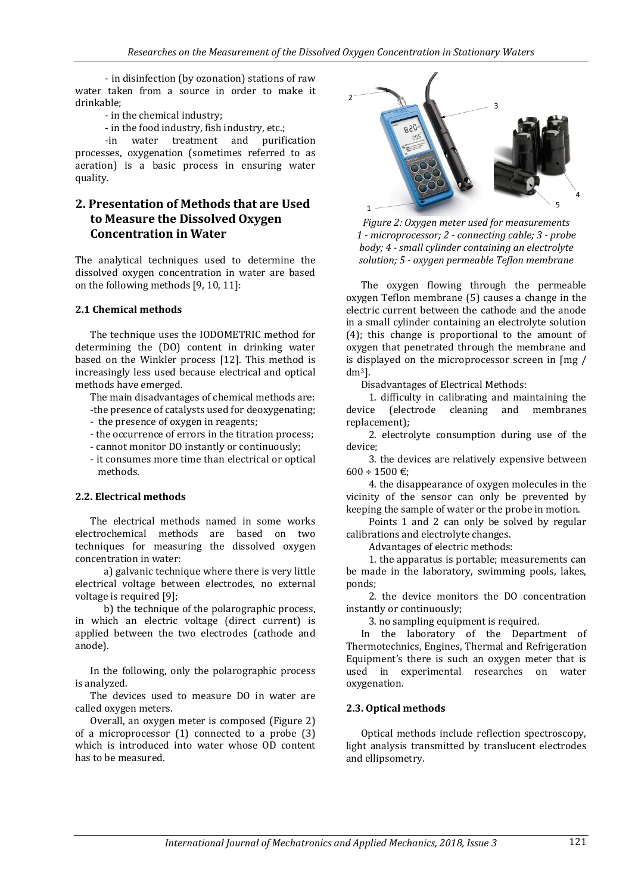- in disinfection (by ozonation) stations of raw water taken from a source in order to make it drinkable;

- in the chemical industry;

- in the food industry, fish industry, etc.;

-in water treatment and purification processes, oxygenation (sometimes referred to as aeration) is a basic process in ensuring water quality.

## 2. Presentation of Methods that are Used to Measure the Dissolved Oxygen Concentration in Water

The analytical techniques used to determine the dissolved oxygen concentration in water are based on the following methods [9, 10, 11]:

### 2.1 Chemical methods

The technique uses the IODOMETRIC method for determining the (DO) content in drinking water based on the Winkler process [12]. This method is increasingly less used because electrical and optical methods have emerged.

The main disadvantages of chemical methods are:

- the presence of catalysts used for deoxygenating;
- the presence of oxygen in reagents;
- the occurrence of errors in the titration process;
- cannot monitor DO instantly or continuously;
- it consumes more time than electrical or optical methods.

### 2.2. Electrical methods

The electrical methods named in some works electrochemical methods are based on two techniques for measuring the dissolved oxygen concentration in water:

a) galvanic technique where there is very little electrical voltage between electrodes, no external voltage is required [9];

b) the technique of the polarographic process, in which an electric voltage (direct current) is applied between the two electrodes (cathode and anode).

In the following, only the polarographic process is analyzed.

The devices used to measure DO in water are called oxygen meters.

Overall, an oxygen meter is composed (Figure 2) of a microprocessor (1) connected to a probe (3) which is introduced into water whose OD content has to be measured.

*Figure 2: Oxygen meter used for measurements 1 - microprocessor; 2 - connecting cable; 3 - probe body; 4 - small cylinder containing an electrolyte solution; 5 - oxygen permeable Teflon membrane*

The oxygen flowing through the permeable oxygen Teflon membrane (5) causes a change in the electric current between the cathode and the anode in a small cylinder containing an electrolyte solution (4); this change is proportional to the amount of oxygen that penetrated through the membrane and is displayed on the microprocessor screen in [mg / $dm^3$].

Disadvantages of Electrical Methods:

1. difficulty in calibrating and maintaining the device (electrode cleaning and membranes replacement);

2. electrolyte consumption during use of the device;

3. the devices are relatively expensive between 600 ÷ 1500 €;

4. the disappearance of oxygen molecules in the vicinity of the sensor can only be prevented by keeping the sample of water or the probe in motion.

Points 1 and 2 can only be solved by regular calibrations and electrolyte changes.

Advantages of electric methods:

1. the apparatus is portable; measurements can be made in the laboratory, swimming pools, lakes, ponds;

2. the device monitors the DO concentration instantly or continuously;

3. no sampling equipment is required.

In the laboratory of the Department of Thermotechnics, Engines, Thermal and Refrigeration Equipment's there is such an oxygen meter that is used in experimental researches on water oxygenation.

### 2.3. Optical methods

Optical methods include reflection spectroscopy, light analysis transmitted by translucent electrodes and ellipsometry.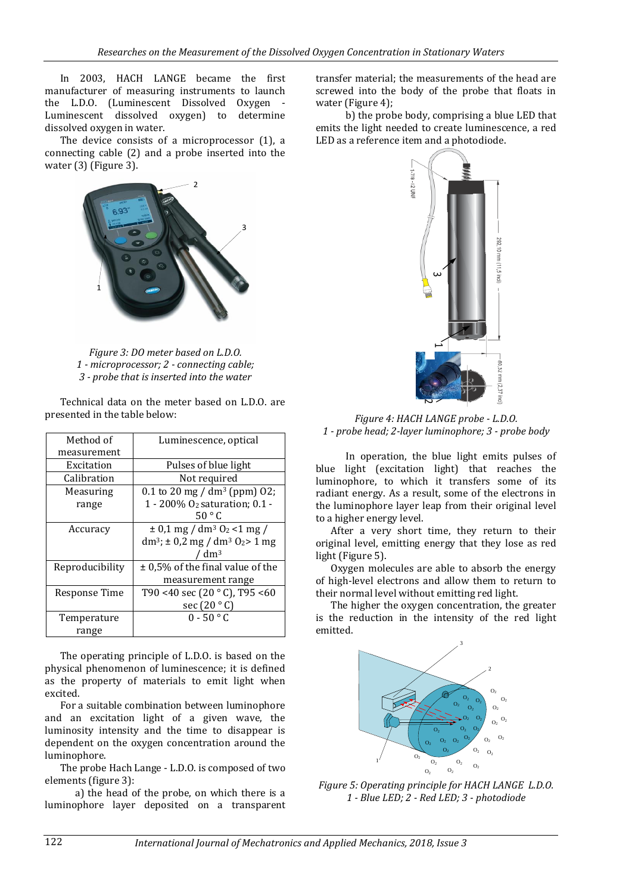In 2003, HACH LANGE became the first manufacturer of measuring instruments to launch the L.D.O. (Luminescent Dissolved Oxygen - Luminescent dissolved oxygen) to determine dissolved oxygen in water.

The device consists of a microprocessor (1), a connecting cable (2) and a probe inserted into the water (3) (Figure 3).

*Figure 3: DO meter based on L.D.O.*
*1 - microprocessor; 2 - connecting cable;*
*3 - probe that is inserted into the water*

Technical data on the meter based on L.D.O. are presented in the table below:

| Method of measurement | Luminescence, optical |
|---|---|
| Excitation | Pulses of blue light |
| Calibration | Not required |
| Measuring range | 0.1 to 20 mg / $dm^3$ (ppm) O2; 1 - 200% $O_2$ saturation; 0.1 - 50 ° C |
| Accuracy | ± 0,1 mg / $dm^3$ $O_2$ <1 mg / $dm^3$; ± 0,2 mg / $dm^3$ $O_2$> 1 mg / $dm^3$ |
| Reproducibility | ± 0,5% of the final value of the measurement range |
| Response Time | T90 <40 sec (20 ° C), T95 <60 sec (20 ° C) |
| Temperature range | 0 - 50 ° C |

The operating principle of L.D.O. is based on the physical phenomenon of luminescence; it is defined as the property of materials to emit light when excited.

For a suitable combination between luminophore and an excitation light of a given wave, the luminosity intensity and the time to disappear is dependent on the oxygen concentration around the luminophore.

The probe Hach Lange - L.D.O. is composed of two elements (figure 3):

a) the head of the probe, on which there is a luminophore layer deposited on a transparent transfer material; the measurements of the head are screwed into the body of the probe that floats in water (Figure 4);

b) the probe body, comprising a blue LED that emits the light needed to create luminescence, a red LED as a reference item and a photodiode.

*Figure 4: HACH LANGE probe - L.D.O.*
*1 - probe head; 2-layer luminophore; 3 - probe body*

In operation, the blue light emits pulses of blue light (excitation light) that reaches the luminophore, to which it transfers some of its radiant energy. As a result, some of the electrons in the luminophore layer leap from their original level to a higher energy level.

After a very short time, they return to their original level, emitting energy that they lose as red light (Figure 5).

Oxygen molecules are able to absorb the energy of high-level electrons and allow them to return to their normal level without emitting red light.

The higher the oxygen concentration, the greater is the reduction in the intensity of the red light emitted.

*Figure 5: Operating principle for HACH LANGE L.D.O.*
*1 - Blue LED; 2 - Red LED; 3 - photodiode*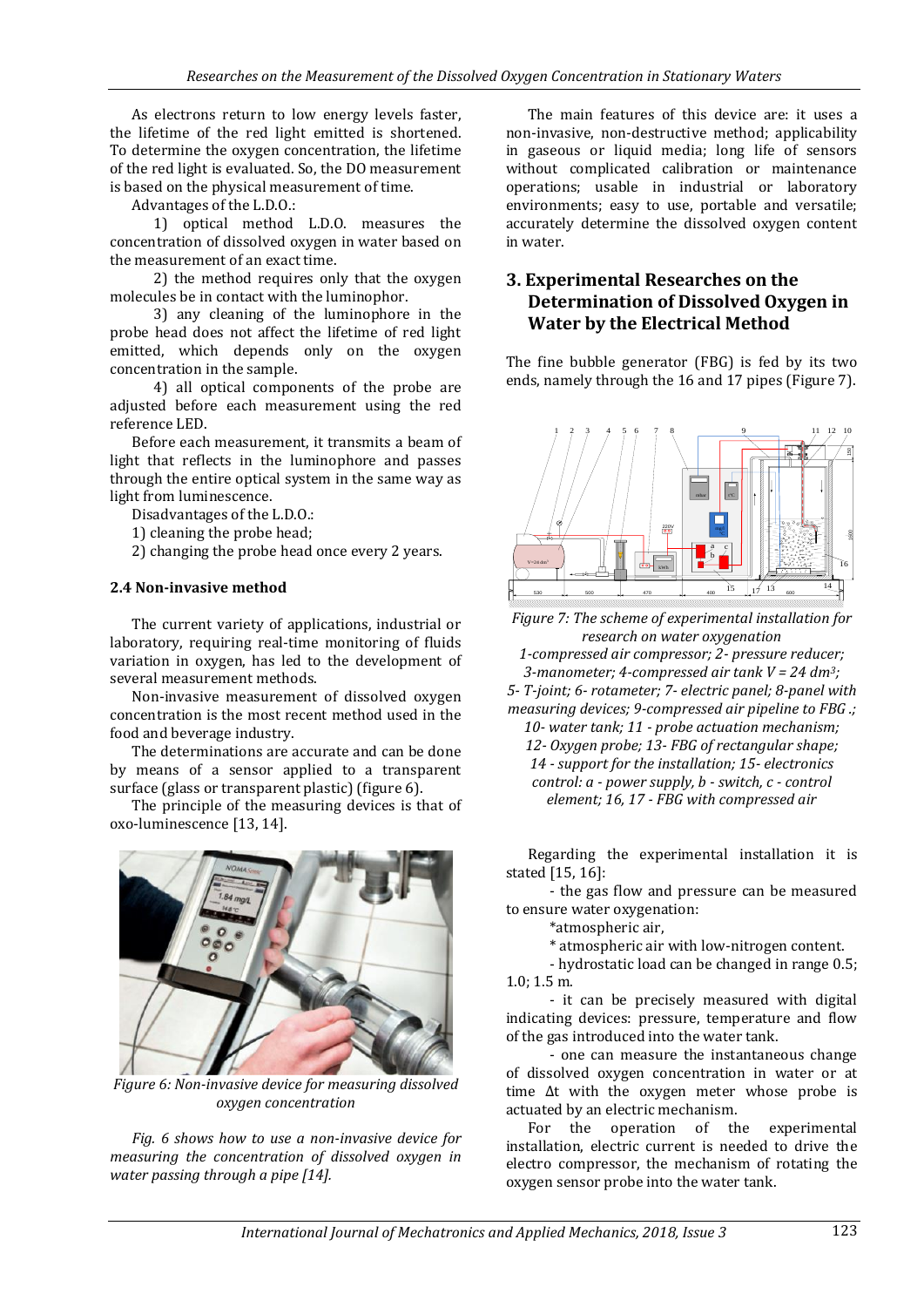As electrons return to low energy levels faster, the lifetime of the red light emitted is shortened. To determine the oxygen concentration, the lifetime of the red light is evaluated. So, the DO measurement is based on the physical measurement of time.

Advantages of the L.D.O.:

1) optical method L.D.O. measures the concentration of dissolved oxygen in water based on the measurement of an exact time.

2) the method requires only that the oxygen molecules be in contact with the luminophor.

3) any cleaning of the luminophore in the probe head does not affect the lifetime of red light emitted, which depends only on the oxygen concentration in the sample.

4) all optical components of the probe are adjusted before each measurement using the red reference LED.

Before each measurement, it transmits a beam of light that reflects in the luminophore and passes through the entire optical system in the same way as light from luminescence.

Disadvantages of the L.D.O.:

1) cleaning the probe head;

2) changing the probe head once every 2 years.

### 2.4 Non-invasive method

The current variety of applications, industrial or laboratory, requiring real-time monitoring of fluids variation in oxygen, has led to the development of several measurement methods.

Non-invasive measurement of dissolved oxygen concentration is the most recent method used in the food and beverage industry.

The determinations are accurate and can be done by means of a sensor applied to a transparent surface (glass or transparent plastic) (figure 6).

The principle of the measuring devices is that of oxo-luminescence [13, 14].

*Figure 6: Non-invasive device for measuring dissolved oxygen concentration*

*Fig. 6 shows how to use a non-invasive device for measuring the concentration of dissolved oxygen in water passing through a pipe [14].*

The main features of this device are: it uses a non-invasive, non-destructive method; applicability in gaseous or liquid media; long life of sensors without complicated calibration or maintenance operations; usable in industrial or laboratory environments; easy to use, portable and versatile; accurately determine the dissolved oxygen content in water.

## 3. Experimental Researches on the Determination of Dissolved Oxygen in Water by the Electrical Method

The fine bubble generator (FBG) is fed by its two ends, namely through the 16 and 17 pipes (Figure 7).

*Figure 7: The scheme of experimental installation for research on water oxygenation*
*1-compressed air compressor; 2- pressure reducer; 3-manometer; 4-compressed air tank V = 24 dm³; 5- T-joint; 6- rotameter; 7- electric panel; 8-panel with measuring devices; 9-compressed air pipeline to FBG .; 10- water tank; 11 - probe actuation mechanism; 12- Oxygen probe; 13- FBG of rectangular shape; 14 - support for the installation; 15- electronics control: a - power supply, b - switch, c - control element; 16, 17 - FBG with compressed air*

Regarding the experimental installation it is stated [15, 16]:

- the gas flow and pressure can be measured to ensure water oxygenation:

  *atmospheric air,

  * atmospheric air with low-nitrogen content.

- hydrostatic load can be changed in range 0.5; 1.0; 1.5 m.

- it can be precisely measured with digital indicating devices: pressure, temperature and flow of the gas introduced into the water tank.

- one can measure the instantaneous change of dissolved oxygen concentration in water or at time Δt with the oxygen meter whose probe is actuated by an electric mechanism.

For the operation of the experimental installation, electric current is needed to drive the electro compressor, the mechanism of rotating the oxygen sensor probe into the water tank.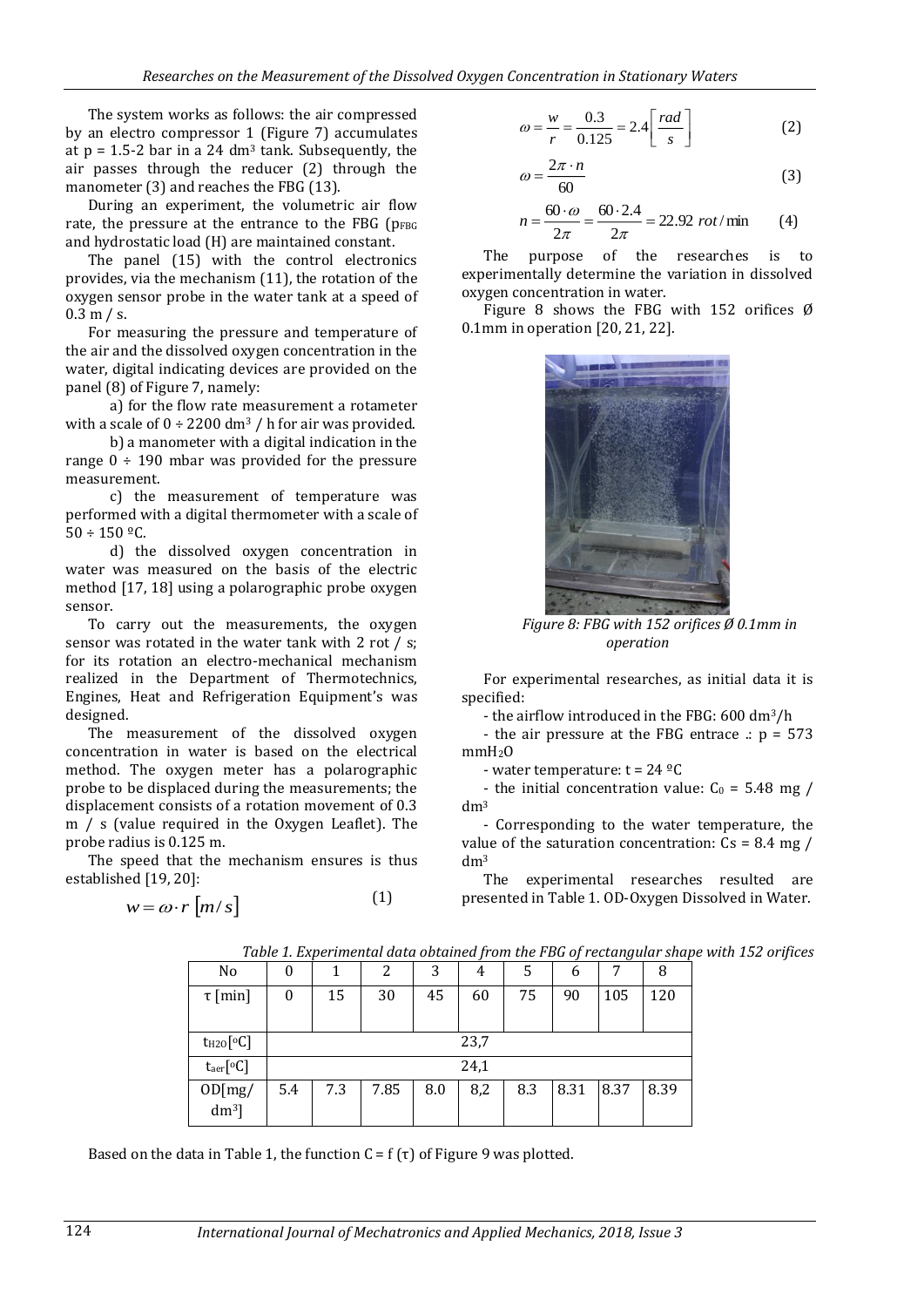The system works as follows: the air compressed by an electro compressor 1 (Figure 7) accumulates at p = 1.5-2 bar in a 24 $dm^3$ tank. Subsequently, the air passes through the reducer (2) through the manometer (3) and reaches the FBG (13).

During an experiment, the volumetric air flow rate, the pressure at the entrance to the FBG ($p_{FBG}$ and hydrostatic load (H) are maintained constant.

The panel (15) with the control electronics provides, via the mechanism (11), the rotation of the oxygen sensor probe in the water tank at a speed of 0.3 m / s.

For measuring the pressure and temperature of the air and the dissolved oxygen concentration in the water, digital indicating devices are provided on the panel (8) of Figure 7, namely:

a) for the flow rate measurement a rotameter with a scale of 0 ÷ 2200 $dm^3$ / h for air was provided.

b) a manometer with a digital indication in the range 0 ÷ 190 mbar was provided for the pressure measurement.

c) the measurement of temperature was performed with a digital thermometer with a scale of 50 ÷ 150 ºC.

d) the dissolved oxygen concentration in water was measured on the basis of the electric method [17, 18] using a polarographic probe oxygen sensor.

To carry out the measurements, the oxygen sensor was rotated in the water tank with 2 rot / s; for its rotation an electro-mechanical mechanism realized in the Department of Thermotechnics, Engines, Heat and Refrigeration Equipment's was designed.

The measurement of the dissolved oxygen concentration in water is based on the electrical method. The oxygen meter has a polarographic probe to be displaced during the measurements; the displacement consists of a rotation movement of 0.3 m / s (value required in the Oxygen Leaflet). The probe radius is 0.125 m.

The speed that the mechanism ensures is thus established [19, 20]:

$$w = \omega \cdot r \; [m/s] \tag{1}$$

$$\omega = \frac{w}{r} = \frac{0.3}{0.125} = 2.4\left[\frac{rad}{s}\right] \tag{2}$$

$$\omega = \frac{2\pi \cdot n}{60} \tag{3}$$

$$n = \frac{60 \cdot \omega}{2\pi} = \frac{60 \cdot 2.4}{2\pi} = 22.92 \; rot/\min \tag{4}$$

The purpose of the researches is to experimentally determine the variation in dissolved oxygen concentration in water.

Figure 8 shows the FBG with 152 orifices Ø 0.1mm in operation [20, 21, 22].

*Figure 8: FBG with 152 orifices Ø 0.1mm in operation*

For experimental researches, as initial data it is specified:

- the airflow introduced in the FBG: 600 $dm^3$/h
- the air pressure at the FBG entrace .: p = 573 $mmH_2O$
- water temperature: t = 24 ºC
- the initial concentration value: $C_0$ = 5.48 mg / $dm^3$
- Corresponding to the water temperature, the value of the saturation concentration: Cs = 8.4 mg / $dm^3$

The experimental researches resulted are presented in Table 1. OD-Oxygen Dissolved in Water.

*Table 1. Experimental data obtained from the FBG of rectangular shape with 152 orifices*

| No | 0 | 1 | 2 | 3 | 4 | 5 | 6 | 7 | 8 |
|---|---|---|---|---|---|---|---|---|---|
| τ [min] | 0 | 15 | 30 | 45 | 60 | 75 | 90 | 105 | 120 |
| $t_{H2O}$[ºC] | 23,7 | | | | | | | | |
| $t_{aer}$[ºC] | 24,1 | | | | | | | | |
| OD[mg/ $dm^3$] | 5.4 | 7.3 | 7.85 | 8.0 | 8,2 | 8.3 | 8.31 | 8.37 | 8.39 |

Based on the data in Table 1, the function C = f (τ) of Figure 9 was plotted.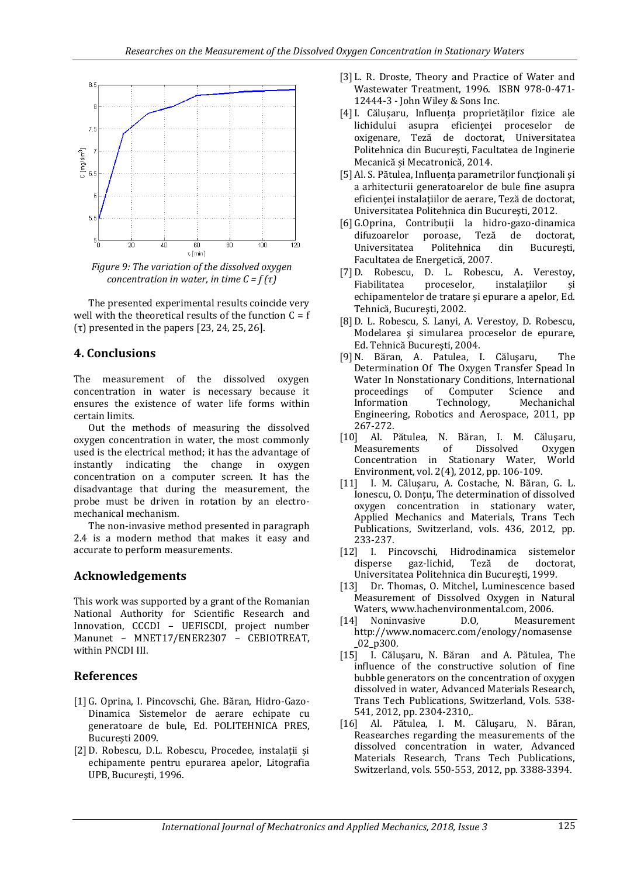Figure 9: The variation of the dissolved oxygen concentration in water, in time C = f (τ)

The presented experimental results coincide very well with the theoretical results of the function C = f (τ) presented in the papers [23, 24, 25, 26].

## 4. Conclusions

The measurement of the dissolved oxygen concentration in water is necessary because it ensures the existence of water life forms within certain limits.

Out the methods of measuring the dissolved oxygen concentration in water, the most commonly used is the electrical method; it has the advantage of instantly indicating the change in oxygen concentration on a computer screen. It has the disadvantage that during the measurement, the probe must be driven in rotation by an electro-mechanical mechanism.

The non-invasive method presented in paragraph 2.4 is a modern method that makes it easy and accurate to perform measurements.

## Acknowledgements

This work was supported by a grant of the Romanian National Authority for Scientific Research and Innovation, CCCDI – UEFISCDI, project number Manunet – MNET17/ENER2307 – CEBIOTREAT, within PNCDI III.

## References

[1] G. Oprina, I. Pincovschi, Ghe. Băran, Hidro-Gazo-Dinamica Sistemelor de aerare echipate cu generatoare de bule, Ed. POLITEHNICA PRES, București 2009.

[2] D. Robescu, D.L. Robescu, Procedee, instalaţii şi echipamente pentru epurarea apelor, Litografia UPB, Bucureşti, 1996.

[3] L. R. Droste, Theory and Practice of Water and Wastewater Treatment, 1996. ISBN 978-0-471-12444-3 - John Wiley & Sons Inc.

[4] I. Căluşaru, Influenţa proprietăţilor fizice ale lichidului asupra eficienţei proceselor de oxigenare, Teză de doctorat, Universitatea Politehnica din Bucureşti, Facultatea de Inginerie Mecanică şi Mecatronică, 2014.

[5] Al. S. Pătulea, Influenţa parametrilor funcţionali şi a arhitecturii generatoarelor de bule fine asupra eficienţei instalaţiilor de aerare, Teză de doctorat, Universitatea Politehnica din Bucureşti, 2012.

[6] G.Oprina, Contribuţii la hidro-gazo-dinamica difuzoarelor poroase, Teză de doctorat, Universitatea Politehnica din Bucureşti, Facultatea de Energetică, 2007.

[7] D. Robescu, D. L. Robescu, A. Verestoy, Fiabilitatea proceselor, instalaţiilor şi echipamentelor de tratare şi epurare a apelor, Ed. Tehnică, Bucureşti, 2002.

[8] D. L. Robescu, S. Lanyi, A. Verestoy, D. Robescu, Modelarea şi simularea proceselor de epurare, Ed. Tehnică Bucureşti, 2004.

[9] N. Băran, A. Patulea, I. Căluşaru, The Determination Of The Oxygen Transfer Spead In Water In Nonstationary Conditions, International proceedings of Computer Science and Information Technology, Mechanichal Engineering, Robotics and Aerospace, 2011, pp 267-272.

[10] Al. Pătulea, N. Băran, I. M. Căluşaru, Measurements of Dissolved Oxygen Concentration in Stationary Water, World Environment, vol. 2(4), 2012, pp. 106-109.

[11] I. M. Căluşaru, A. Costache, N. Băran, G. L. Ionescu, O. Donţu, The determination of dissolved oxygen concentration in stationary water, Applied Mechanics and Materials, Trans Tech Publications, Switzerland, vols. 436, 2012, pp. 233-237.

[12] I. Pincovschi, Hidrodinamica sistemelor disperse gaz-lichid, Teză de doctorat, Universitatea Politehnica din Bucureşti, 1999.

[13] Dr. Thomas, O. Mitchel, Luminescence based Measurement of Dissolved Oxygen in Natural Waters, www.hachenvironmental.com, 2006.

[14] Noninvasive D.O, Measurement http://www.nomacerc.com/enology/nomasense_02_p300.

[15] I. Căluşaru, N. Băran and A. Pătulea, The influence of the constructive solution of fine bubble generators on the concentration of oxygen dissolved in water, Advanced Materials Research, Trans Tech Publications, Switzerland, Vols. 538-541, 2012, pp. 2304-2310,.

[16] Al. Pătulea, I. M. Căluşaru, N. Băran, Reasearches regarding the measurements of the dissolved concentration in water, Advanced Materials Research, Trans Tech Publications, Switzerland, vols. 550-553, 2012, pp. 3388-3394.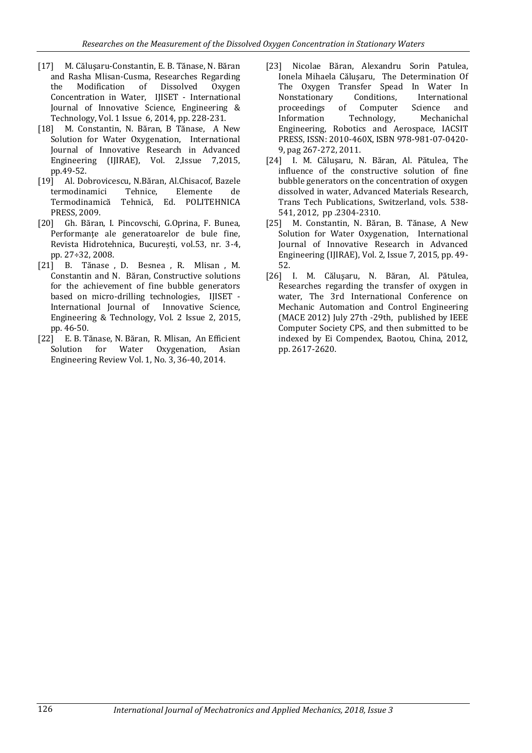[17] M. Căluşaru-Constantin, E. B. Tănase, N. Băran and Rasha Mlisan-Cusma, Researches Regarding the Modification of Dissolved Oxygen Concentration in Water, IJISET - International Journal of Innovative Science, Engineering & Technology, Vol. 1 Issue 6, 2014, pp. 228-231.

[18] M. Constantin, N. Băran, B Tănase, A New Solution for Water Oxygenation, International Journal of Innovative Research in Advanced Engineering (IJIRAE), Vol. 2,Issue 7,2015, pp.49-52.

[19] Al. Dobrovicescu, N.Băran, Al.Chisacof, Bazele termodinamici Tehnice, Elemente de Termodinamică Tehnică, Ed. POLITEHNICA PRESS, 2009.

[20] Gh. Băran, I. Pincovschi, G.Oprina, F. Bunea, Performanţe ale generatoarelor de bule fine, Revista Hidrotehnica, Bucureşti, vol.53, nr. 3-4, pp. 27÷32, 2008.

[21] B. Tănase , D. Besnea , R. Mlisan , M. Constantin and N. Băran, Constructive solutions for the achievement of fine bubble generators based on micro-drilling technologies, IJISET - International Journal of Innovative Science, Engineering & Technology, Vol. 2 Issue 2, 2015, pp. 46-50.

[22] E. B. Tănase, N. Băran, R. Mlisan, An Efficient Solution for Water Oxygenation, Asian Engineering Review Vol. 1, No. 3, 36-40, 2014.

[23] Nicolae Băran, Alexandru Sorin Patulea, Ionela Mihaela Căluşaru, The Determination Of The Oxygen Transfer Spead In Water In Nonstationary Conditions, International proceedings of Computer Science and Information Technology, Mechanichal Engineering, Robotics and Aerospace, IACSIT PRESS, ISSN: 2010-460X, ISBN 978-981-07-0420-9, pag 267-272, 2011.

[24] I. M. Căluşaru, N. Băran, Al. Pătulea, The influence of the constructive solution of fine bubble generators on the concentration of oxygen dissolved in water, Advanced Materials Research, Trans Tech Publications, Switzerland, vols. 538-541, 2012, pp .2304-2310.

[25] M. Constantin, N. Băran, B. Tănase, A New Solution for Water Oxygenation, International Journal of Innovative Research in Advanced Engineering (IJIRAE), Vol. 2, Issue 7, 2015, pp. 49-52.

[26] I. M. Căluşaru, N. Băran, Al. Pătulea, Researches regarding the transfer of oxygen in water, The 3rd International Conference on Mechanic Automation and Control Engineering (MACE 2012) July 27th -29th, published by IEEE Computer Society CPS, and then submitted to be indexed by Ei Compendex, Baotou, China, 2012, pp. 2617-2620.